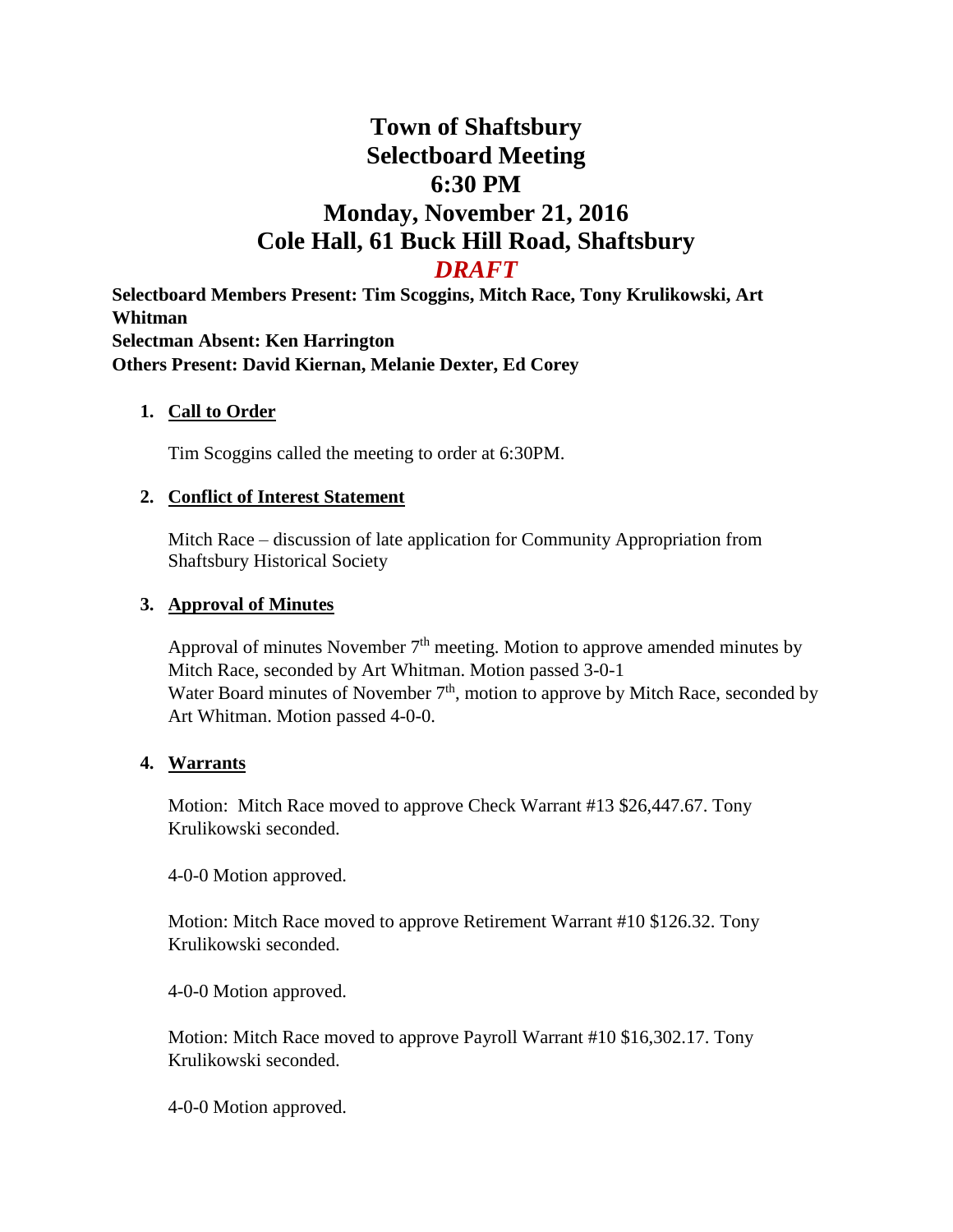# Town of Shaftsbury
# Selectboard Meeting
# 6:30 PM
# Monday, November 21, 2016
# Cole Hall, 61 Buck Hill Road, Shaftsbury

***DRAFT***

**Selectboard Members Present: Tim Scoggins, Mitch Race, Tony Krulikowski, Art Whitman**
**Selectman Absent: Ken Harrington**
**Others Present: David Kiernan, Melanie Dexter, Ed Corey**

1. **Call to Order**

   Tim Scoggins called the meeting to order at 6:30PM.

2. **Conflict of Interest Statement**

   Mitch Race – discussion of late application for Community Appropriation from Shaftsbury Historical Society

3. **Approval of Minutes**

   Approval of minutes November 7th meeting. Motion to approve amended minutes by Mitch Race, seconded by Art Whitman. Motion passed 3-0-1
   Water Board minutes of November 7th, motion to approve by Mitch Race, seconded by Art Whitman. Motion passed 4-0-0.

4. **Warrants**

   Motion: Mitch Race moved to approve Check Warrant #13 $26,447.67. Tony Krulikowski seconded.

   4-0-0 Motion approved.

   Motion: Mitch Race moved to approve Retirement Warrant #10 $126.32. Tony Krulikowski seconded.

   4-0-0 Motion approved.

   Motion: Mitch Race moved to approve Payroll Warrant #10 $16,302.17. Tony Krulikowski seconded.

   4-0-0 Motion approved.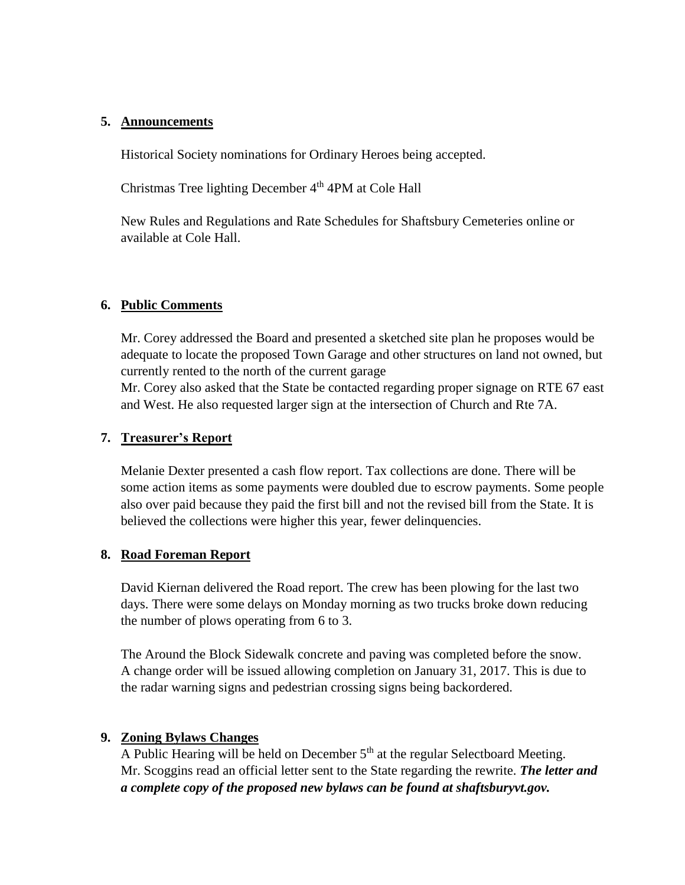## 5. Announcements

Historical Society nominations for Ordinary Heroes being accepted.

Christmas Tree lighting December 4th 4PM at Cole Hall

New Rules and Regulations and Rate Schedules for Shaftsbury Cemeteries online or available at Cole Hall.

## 6. Public Comments

Mr. Corey addressed the Board and presented a sketched site plan he proposes would be adequate to locate the proposed Town Garage and other structures on land not owned, but currently rented to the north of the current garage
Mr. Corey also asked that the State be contacted regarding proper signage on RTE 67 east and West. He also requested larger sign at the intersection of Church and Rte 7A.

## 7. Treasurer's Report

Melanie Dexter presented a cash flow report. Tax collections are done. There will be some action items as some payments were doubled due to escrow payments. Some people also over paid because they paid the first bill and not the revised bill from the State. It is believed the collections were higher this year, fewer delinquencies.

## 8. Road Foreman Report

David Kiernan delivered the Road report. The crew has been plowing for the last two days. There were some delays on Monday morning as two trucks broke down reducing the number of plows operating from 6 to 3.

The Around the Block Sidewalk concrete and paving was completed before the snow. A change order will be issued allowing completion on January 31, 2017. This is due to the radar warning signs and pedestrian crossing signs being backordered.

## 9. Zoning Bylaws Changes

A Public Hearing will be held on December 5th at the regular Selectboard Meeting. Mr. Scoggins read an official letter sent to the State regarding the rewrite. ***The letter and a complete copy of the proposed new bylaws can be found at shaftsburyvt.gov.***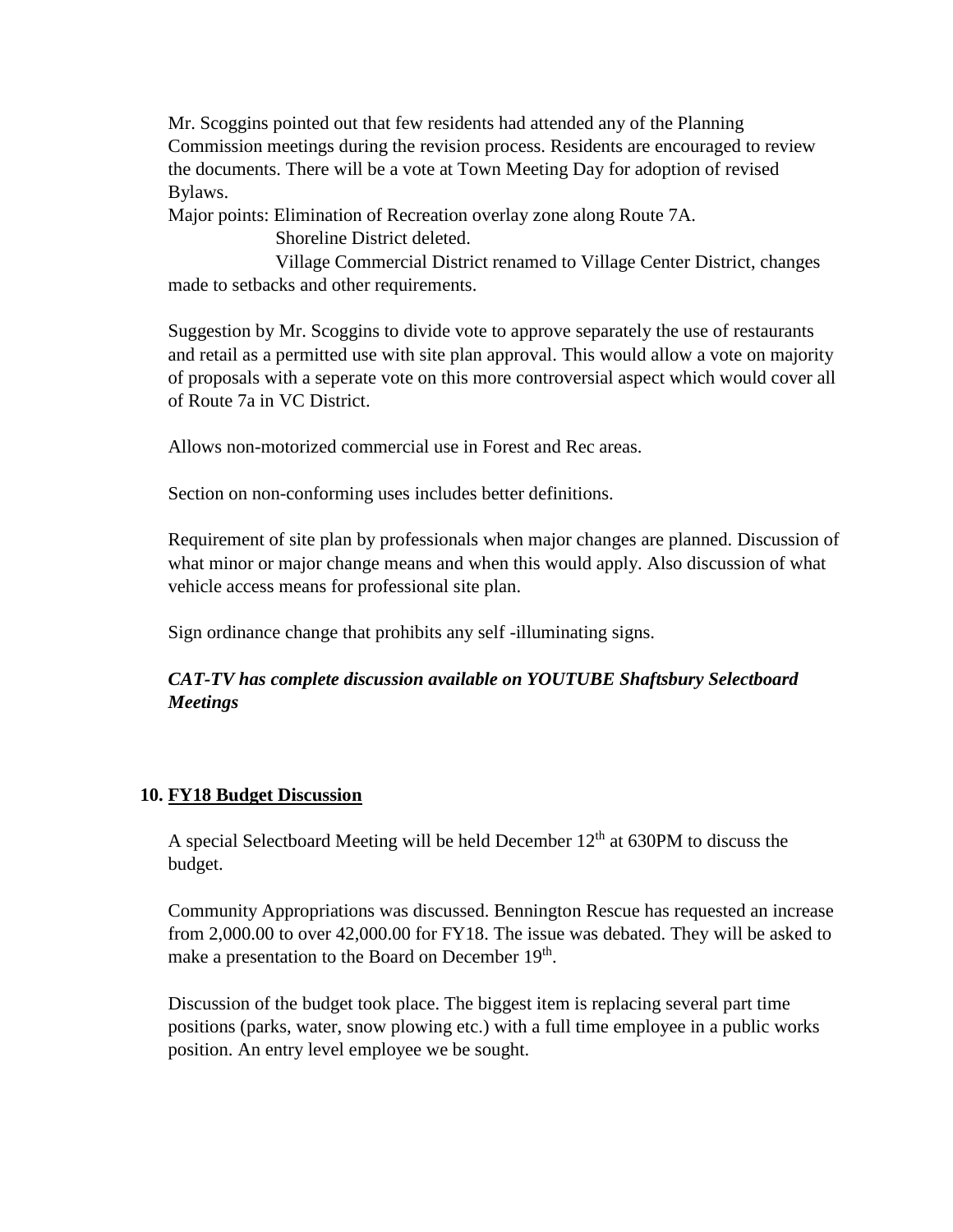Mr. Scoggins pointed out that few residents had attended any of the Planning Commission meetings during the revision process. Residents are encouraged to review the documents. There will be a vote at Town Meeting Day for adoption of revised Bylaws.

Major points: Elimination of Recreation overlay zone along Route 7A.
Shoreline District deleted.
Village Commercial District renamed to Village Center District, changes made to setbacks and other requirements.

Suggestion by Mr. Scoggins to divide vote to approve separately the use of restaurants and retail as a permitted use with site plan approval. This would allow a vote on majority of proposals with a seperate vote on this more controversial aspect which would cover all of Route 7a in VC District.

Allows non-motorized commercial use in Forest and Rec areas.

Section on non-conforming uses includes better definitions.

Requirement of site plan by professionals when major changes are planned. Discussion of what minor or major change means and when this would apply. Also discussion of what vehicle access means for professional site plan.

Sign ordinance change that prohibits any self -illuminating signs.

***CAT-TV has complete discussion available on YOUTUBE Shaftsbury Selectboard Meetings***

**10. FY18 Budget Discussion**

A special Selectboard Meeting will be held December 12th at 630PM to discuss the budget.

Community Appropriations was discussed. Bennington Rescue has requested an increase from 2,000.00 to over 42,000.00 for FY18. The issue was debated. They will be asked to make a presentation to the Board on December 19th.

Discussion of the budget took place. The biggest item is replacing several part time positions (parks, water, snow plowing etc.) with a full time employee in a public works position. An entry level employee we be sought.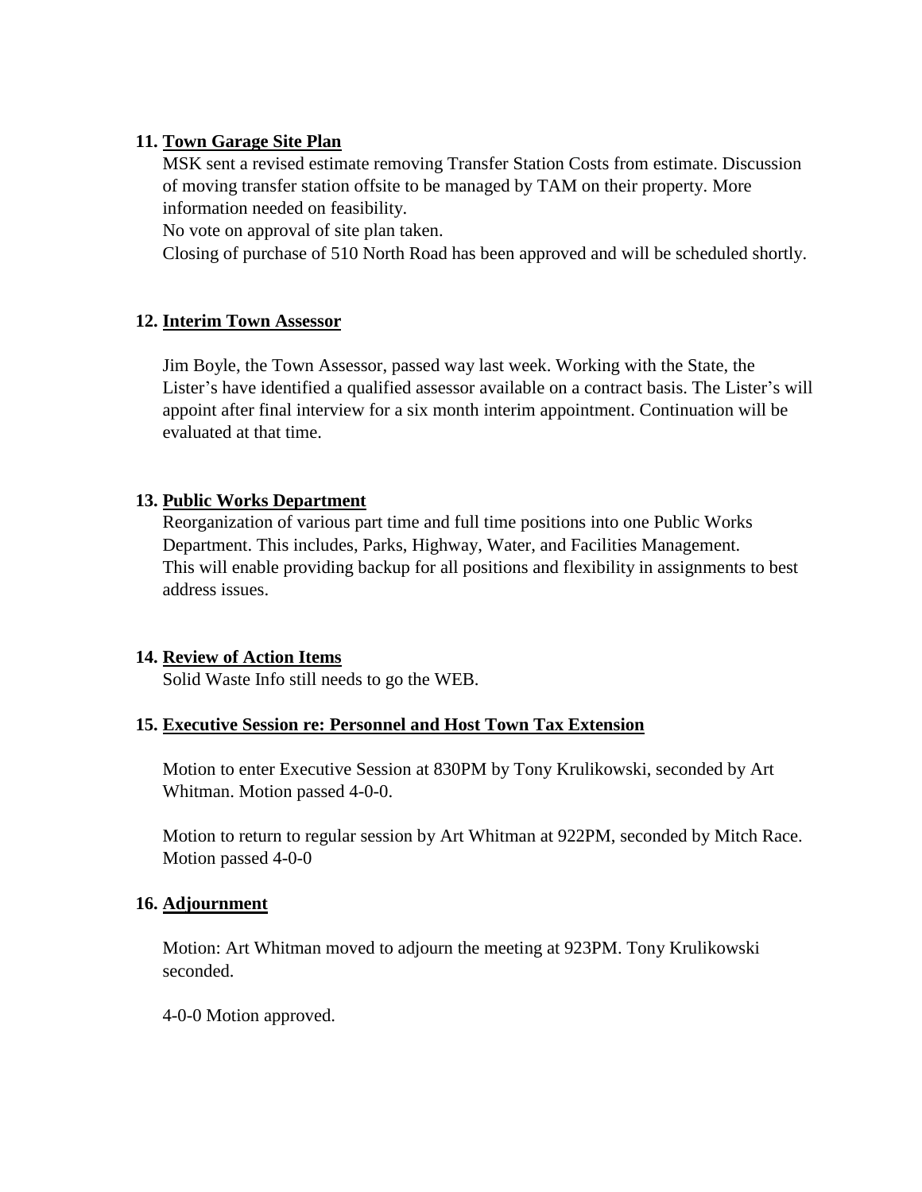**11. Town Garage Site Plan**

MSK sent a revised estimate removing Transfer Station Costs from estimate. Discussion of moving transfer station offsite to be managed by TAM on their property. More information needed on feasibility.

No vote on approval of site plan taken.

Closing of purchase of 510 North Road has been approved and will be scheduled shortly.

**12. Interim Town Assessor**

Jim Boyle, the Town Assessor, passed way last week. Working with the State, the Lister's have identified a qualified assessor available on a contract basis. The Lister's will appoint after final interview for a six month interim appointment. Continuation will be evaluated at that time.

**13. Public Works Department**

Reorganization of various part time and full time positions into one Public Works Department. This includes, Parks, Highway, Water, and Facilities Management. This will enable providing backup for all positions and flexibility in assignments to best address issues.

**14. Review of Action Items**

Solid Waste Info still needs to go the WEB.

**15. Executive Session re: Personnel and Host Town Tax Extension**

Motion to enter Executive Session at 830PM by Tony Krulikowski, seconded by Art Whitman. Motion passed 4-0-0.

Motion to return to regular session by Art Whitman at 922PM, seconded by Mitch Race. Motion passed 4-0-0

**16. Adjournment**

Motion: Art Whitman moved to adjourn the meeting at 923PM. Tony Krulikowski seconded.

4-0-0 Motion approved.